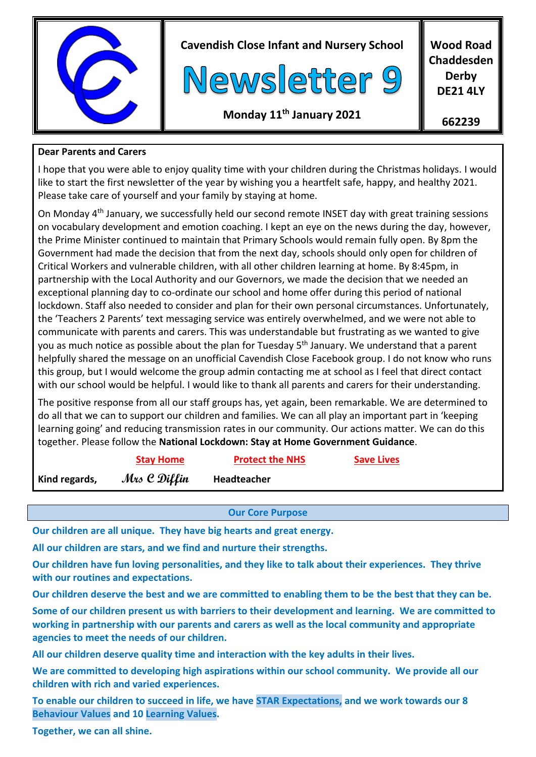**Cavendish Close Infant and Nursery School**

# Newsletter 9

**Monday 11th January 2021**

**Wood Road**
**Chaddesden**
**Derby**
**DE21 4LY**

**662239**

**Dear Parents and Carers**

I hope that you were able to enjoy quality time with your children during the Christmas holidays. I would like to start the first newsletter of the year by wishing you a heartfelt safe, happy, and healthy 2021. Please take care of yourself and your family by staying at home.

On Monday 4th January, we successfully held our second remote INSET day with great training sessions on vocabulary development and emotion coaching. I kept an eye on the news during the day, however, the Prime Minister continued to maintain that Primary Schools would remain fully open. By 8pm the Government had made the decision that from the next day, schools should only open for children of Critical Workers and vulnerable children, with all other children learning at home. By 8:45pm, in partnership with the Local Authority and our Governors, we made the decision that we needed an exceptional planning day to co-ordinate our school and home offer during this period of national lockdown. Staff also needed to consider and plan for their own personal circumstances. Unfortunately, the 'Teachers 2 Parents' text messaging service was entirely overwhelmed, and we were not able to communicate with parents and carers. This was understandable but frustrating as we wanted to give you as much notice as possible about the plan for Tuesday 5th January. We understand that a parent helpfully shared the message on an unofficial Cavendish Close Facebook group. I do not know who runs this group, but I would welcome the group admin contacting me at school as I feel that direct contact with our school would be helpful. I would like to thank all parents and carers for their understanding.

The positive response from all our staff groups has, yet again, been remarkable. We are determined to do all that we can to support our children and families. We can all play an important part in 'keeping learning going' and reducing transmission rates in our community. Our actions matter. We can do this together. Please follow the **National Lockdown: Stay at Home Government Guidance**.

**Stay Home** **Protect the NHS** **Save Lives**

**Kind regards,** *Mrs C Diffin* **Headteacher**

## Our Core Purpose

**Our children are all unique. They have big hearts and great energy.**

**All our children are stars, and we find and nurture their strengths.**

**Our children have fun loving personalities, and they like to talk about their experiences. They thrive with our routines and expectations.**

**Our children deserve the best and we are committed to enabling them to be the best that they can be.**

**Some of our children present us with barriers to their development and learning. We are committed to working in partnership with our parents and carers as well as the local community and appropriate agencies to meet the needs of our children.**

**All our children deserve quality time and interaction with the key adults in their lives.**

**We are committed to developing high aspirations within our school community. We provide all our children with rich and varied experiences.**

**To enable our children to succeed in life, we have STAR Expectations, and we work towards our 8 Behaviour Values and 10 Learning Values.**

**Together, we can all shine.**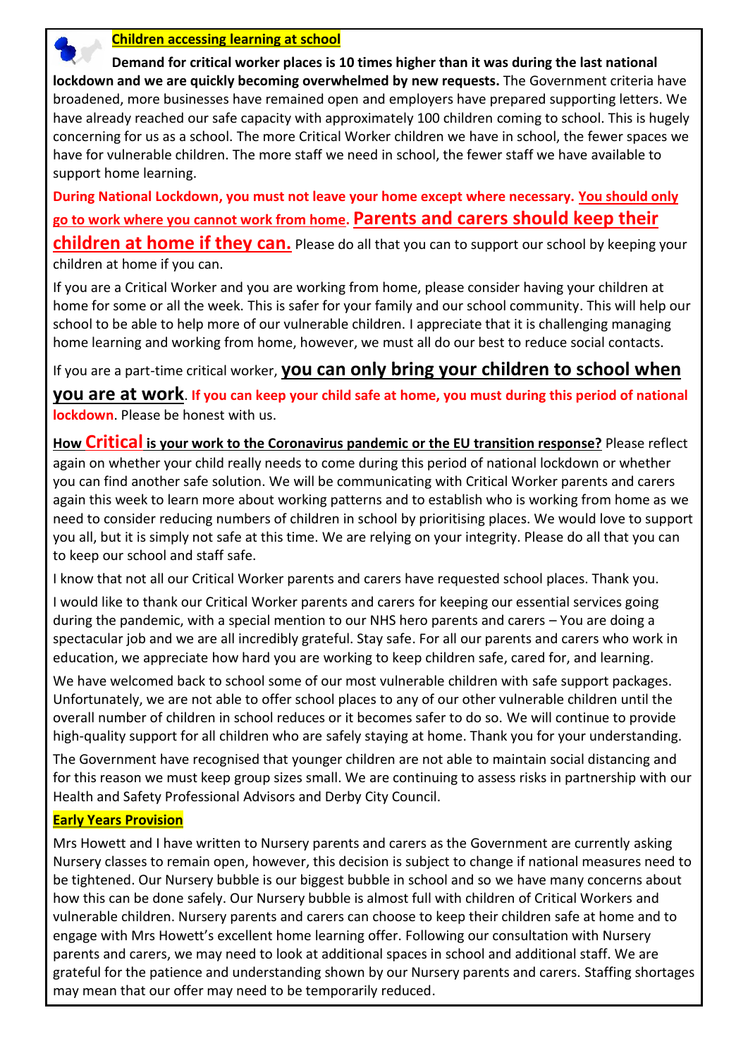## Children accessing learning at school

**Demand for critical worker places is 10 times higher than it was during the last national lockdown and we are quickly becoming overwhelmed by new requests.** The Government criteria have broadened, more businesses have remained open and employers have prepared supporting letters. We have already reached our safe capacity with approximately 100 children coming to school. This is hugely concerning for us as a school. The more Critical Worker children we have in school, the fewer spaces we have for vulnerable children. The more staff we need in school, the fewer staff we have available to support home learning.

**During National Lockdown, you must not leave your home except where necessary. You should only go to work where you cannot work from home. Parents and carers should keep their children at home if they can.** Please do all that you can to support our school by keeping your children at home if you can.

If you are a Critical Worker and you are working from home, please consider having your children at home for some or all the week. This is safer for your family and our school community. This will help our school to be able to help more of our vulnerable children. I appreciate that it is challenging managing home learning and working from home, however, we must all do our best to reduce social contacts.

If you are a part-time critical worker, **you can only bring your children to school when you are at work**. **If you can keep your child safe at home, you must during this period of national lockdown**. Please be honest with us.

**How Critical is your work to the Coronavirus pandemic or the EU transition response?** Please reflect again on whether your child really needs to come during this period of national lockdown or whether you can find another safe solution. We will be communicating with Critical Worker parents and carers again this week to learn more about working patterns and to establish who is working from home as we need to consider reducing numbers of children in school by prioritising places. We would love to support you all, but it is simply not safe at this time. We are relying on your integrity. Please do all that you can to keep our school and staff safe.

I know that not all our Critical Worker parents and carers have requested school places. Thank you.

I would like to thank our Critical Worker parents and carers for keeping our essential services going during the pandemic, with a special mention to our NHS hero parents and carers – You are doing a spectacular job and we are all incredibly grateful. Stay safe. For all our parents and carers who work in education, we appreciate how hard you are working to keep children safe, cared for, and learning.

We have welcomed back to school some of our most vulnerable children with safe support packages. Unfortunately, we are not able to offer school places to any of our other vulnerable children until the overall number of children in school reduces or it becomes safer to do so. We will continue to provide high-quality support for all children who are safely staying at home. Thank you for your understanding.

The Government have recognised that younger children are not able to maintain social distancing and for this reason we must keep group sizes small. We are continuing to assess risks in partnership with our Health and Safety Professional Advisors and Derby City Council.

## Early Years Provision

Mrs Howett and I have written to Nursery parents and carers as the Government are currently asking Nursery classes to remain open, however, this decision is subject to change if national measures need to be tightened. Our Nursery bubble is our biggest bubble in school and so we have many concerns about how this can be done safely. Our Nursery bubble is almost full with children of Critical Workers and vulnerable children. Nursery parents and carers can choose to keep their children safe at home and to engage with Mrs Howett's excellent home learning offer. Following our consultation with Nursery parents and carers, we may need to look at additional spaces in school and additional staff. We are grateful for the patience and understanding shown by our Nursery parents and carers. Staffing shortages may mean that our offer may need to be temporarily reduced.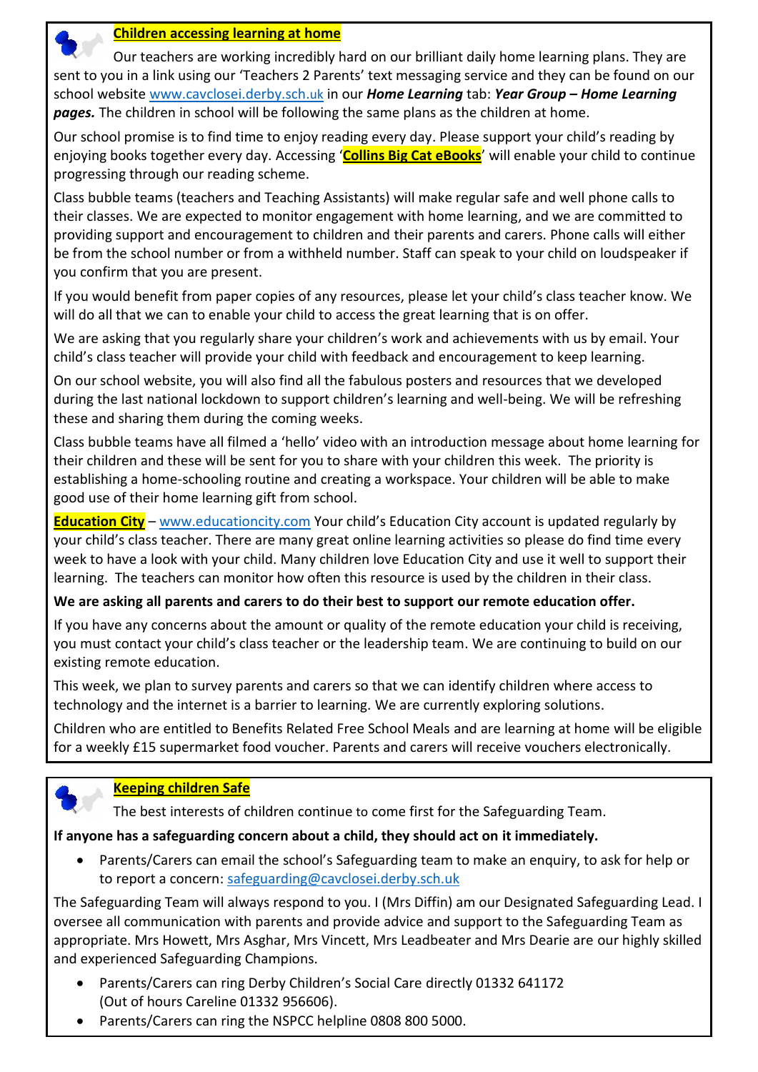## Children accessing learning at home

Our teachers are working incredibly hard on our brilliant daily home learning plans. They are sent to you in a link using our 'Teachers 2 Parents' text messaging service and they can be found on our school website www.cavclosei.derby.sch.uk in our ***Home Learning*** tab: ***Year Group – Home Learning pages.*** The children in school will be following the same plans as the children at home.

Our school promise is to find time to enjoy reading every day. Please support your child's reading by enjoying books together every day. Accessing '**Collins Big Cat eBooks**' will enable your child to continue progressing through our reading scheme.

Class bubble teams (teachers and Teaching Assistants) will make regular safe and well phone calls to their classes. We are expected to monitor engagement with home learning, and we are committed to providing support and encouragement to children and their parents and carers. Phone calls will either be from the school number or from a withheld number. Staff can speak to your child on loudspeaker if you confirm that you are present.

If you would benefit from paper copies of any resources, please let your child's class teacher know. We will do all that we can to enable your child to access the great learning that is on offer.

We are asking that you regularly share your children's work and achievements with us by email. Your child's class teacher will provide your child with feedback and encouragement to keep learning.

On our school website, you will also find all the fabulous posters and resources that we developed during the last national lockdown to support children's learning and well-being. We will be refreshing these and sharing them during the coming weeks.

Class bubble teams have all filmed a 'hello' video with an introduction message about home learning for their children and these will be sent for you to share with your children this week. The priority is establishing a home-schooling routine and creating a workspace. Your children will be able to make good use of their home learning gift from school.

**Education City** – www.educationcity.com Your child's Education City account is updated regularly by your child's class teacher. There are many great online learning activities so please do find time every week to have a look with your child. Many children love Education City and use it well to support their learning. The teachers can monitor how often this resource is used by the children in their class.

**We are asking all parents and carers to do their best to support our remote education offer.**

If you have any concerns about the amount or quality of the remote education your child is receiving, you must contact your child's class teacher or the leadership team. We are continuing to build on our existing remote education.

This week, we plan to survey parents and carers so that we can identify children where access to technology and the internet is a barrier to learning. We are currently exploring solutions.

Children who are entitled to Benefits Related Free School Meals and are learning at home will be eligible for a weekly £15 supermarket food voucher. Parents and carers will receive vouchers electronically.

## Keeping children Safe

The best interests of children continue to come first for the Safeguarding Team.

**If anyone has a safeguarding concern about a child, they should act on it immediately.**

- Parents/Carers can email the school's Safeguarding team to make an enquiry, to ask for help or to report a concern: safeguarding@cavclosei.derby.sch.uk

The Safeguarding Team will always respond to you. I (Mrs Diffin) am our Designated Safeguarding Lead. I oversee all communication with parents and provide advice and support to the Safeguarding Team as appropriate. Mrs Howett, Mrs Asghar, Mrs Vincett, Mrs Leadbeater and Mrs Dearie are our highly skilled and experienced Safeguarding Champions.

- Parents/Carers can ring Derby Children's Social Care directly 01332 641172 (Out of hours Careline 01332 956606).
- Parents/Carers can ring the NSPCC helpline 0808 800 5000.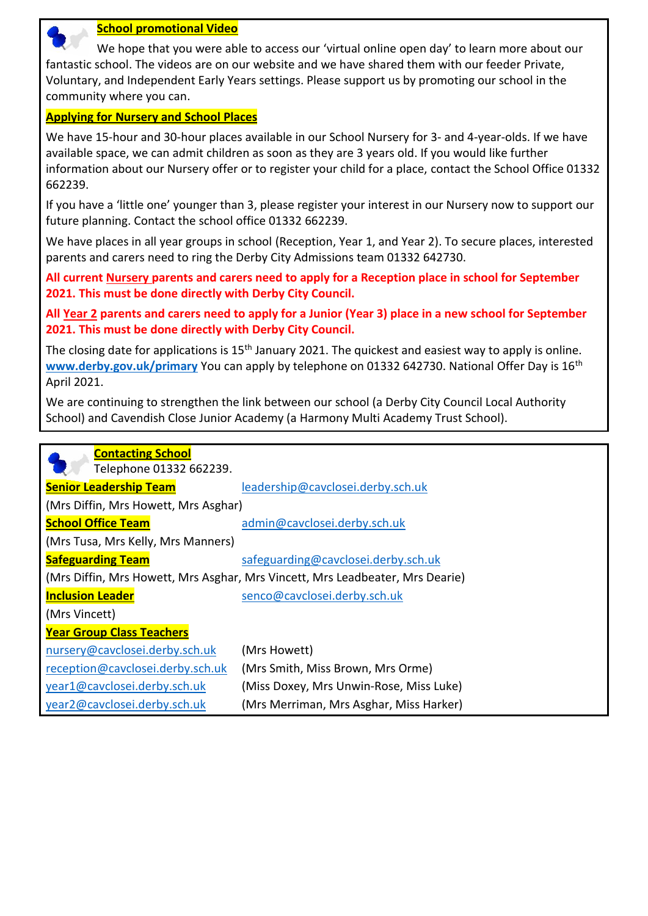## School promotional Video

We hope that you were able to access our 'virtual online open day' to learn more about our fantastic school. The videos are on our website and we have shared them with our feeder Private, Voluntary, and Independent Early Years settings. Please support us by promoting our school in the community where you can.

## Applying for Nursery and School Places

We have 15-hour and 30-hour places available in our School Nursery for 3- and 4-year-olds. If we have available space, we can admit children as soon as they are 3 years old. If you would like further information about our Nursery offer or to register your child for a place, contact the School Office 01332 662239.

If you have a 'little one' younger than 3, please register your interest in our Nursery now to support our future planning. Contact the school office 01332 662239.

We have places in all year groups in school (Reception, Year 1, and Year 2). To secure places, interested parents and carers need to ring the Derby City Admissions team 01332 642730.

**All current Nursery parents and carers need to apply for a Reception place in school for September 2021. This must be done directly with Derby City Council.**

**All Year 2 parents and carers need to apply for a Junior (Year 3) place in a new school for September 2021. This must be done directly with Derby City Council.**

The closing date for applications is 15th January 2021. The quickest and easiest way to apply is online. **www.derby.gov.uk/primary** You can apply by telephone on 01332 642730. National Offer Day is 16th April 2021.

We are continuing to strengthen the link between our school (a Derby City Council Local Authority School) and Cavendish Close Junior Academy (a Harmony Multi Academy Trust School).

## Contacting School

Telephone 01332 662239.

**Senior Leadership Team** leadership@cavclosei.derby.sch.uk
(Mrs Diffin, Mrs Howett, Mrs Asghar)

**School Office Team** admin@cavclosei.derby.sch.uk
(Mrs Tusa, Mrs Kelly, Mrs Manners)

**Safeguarding Team** safeguarding@cavclosei.derby.sch.uk
(Mrs Diffin, Mrs Howett, Mrs Asghar, Mrs Vincett, Mrs Leadbeater, Mrs Dearie)

**Inclusion Leader** senco@cavclosei.derby.sch.uk
(Mrs Vincett)

**Year Group Class Teachers**

| | |
|---|---|
| nursery@cavclosei.derby.sch.uk | (Mrs Howett) |
| reception@cavclosei.derby.sch.uk | (Mrs Smith, Miss Brown, Mrs Orme) |
| year1@cavclosei.derby.sch.uk | (Miss Doxey, Mrs Unwin-Rose, Miss Luke) |
| year2@cavclosei.derby.sch.uk | (Mrs Merriman, Mrs Asghar, Miss Harker) |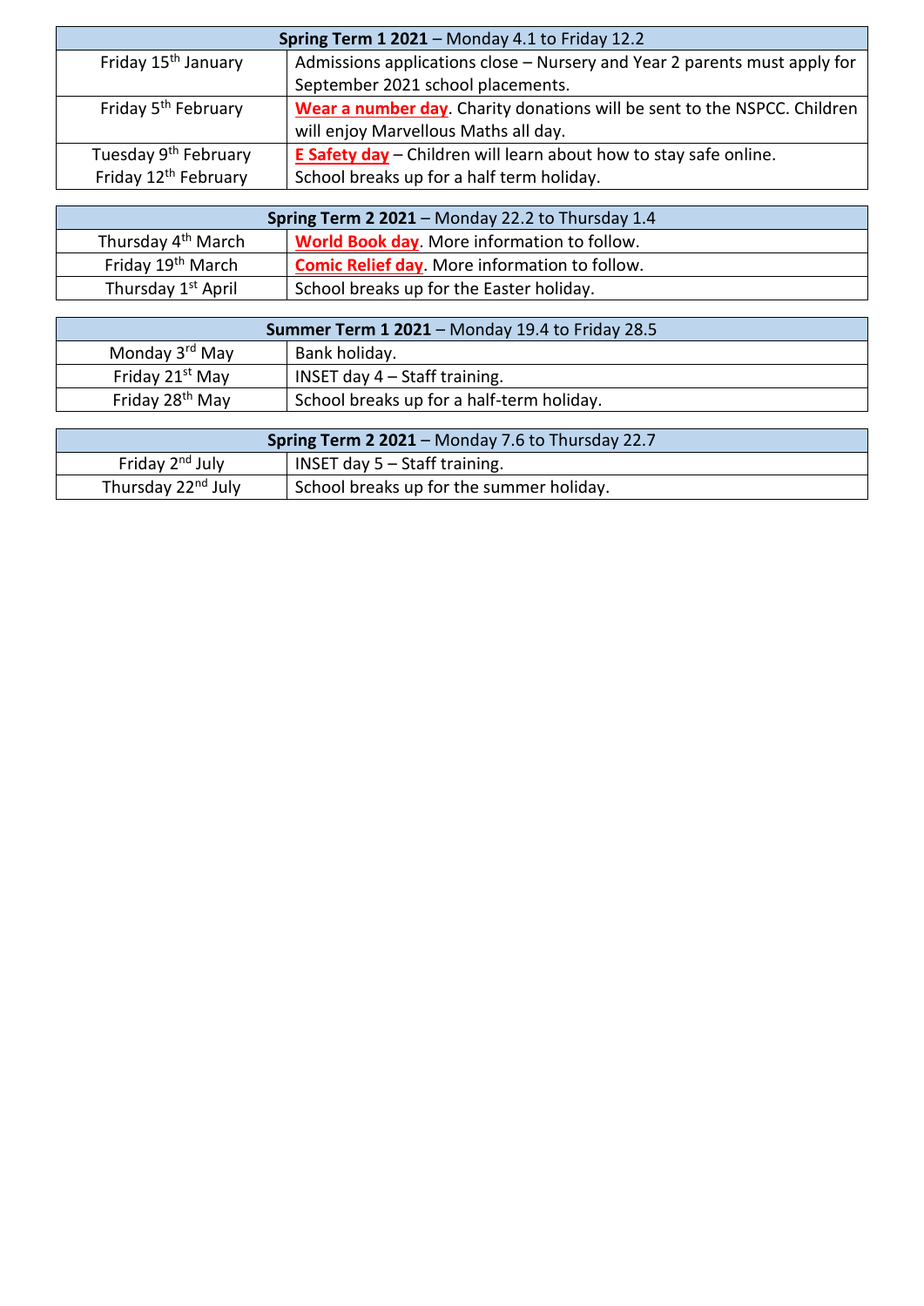| **Spring Term 1 2021** – Monday 4.1 to Friday 12.2 | |
|---|---|
| Friday 15th January | Admissions applications close – Nursery and Year 2 parents must apply for September 2021 school placements. |
| Friday 5th February | **Wear a number day**. Charity donations will be sent to the NSPCC. Children will enjoy Marvellous Maths all day. |
| Tuesday 9th February<br>Friday 12th February | **E Safety day** – Children will learn about how to stay safe online.<br>School breaks up for a half term holiday. |

| **Spring Term 2 2021** – Monday 22.2 to Thursday 1.4 | |
|---|---|
| Thursday 4th March | **World Book day**. More information to follow. |
| Friday 19th March | **Comic Relief day**. More information to follow. |
| Thursday 1st April | School breaks up for the Easter holiday. |

| **Summer Term 1 2021** – Monday 19.4 to Friday 28.5 | |
|---|---|
| Monday 3rd May | Bank holiday. |
| Friday 21st May | INSET day 4 – Staff training. |
| Friday 28th May | School breaks up for a half-term holiday. |

| **Spring Term 2 2021** – Monday 7.6 to Thursday 22.7 | |
|---|---|
| Friday 2nd July | INSET day 5 – Staff training. |
| Thursday 22nd July | School breaks up for the summer holiday. |